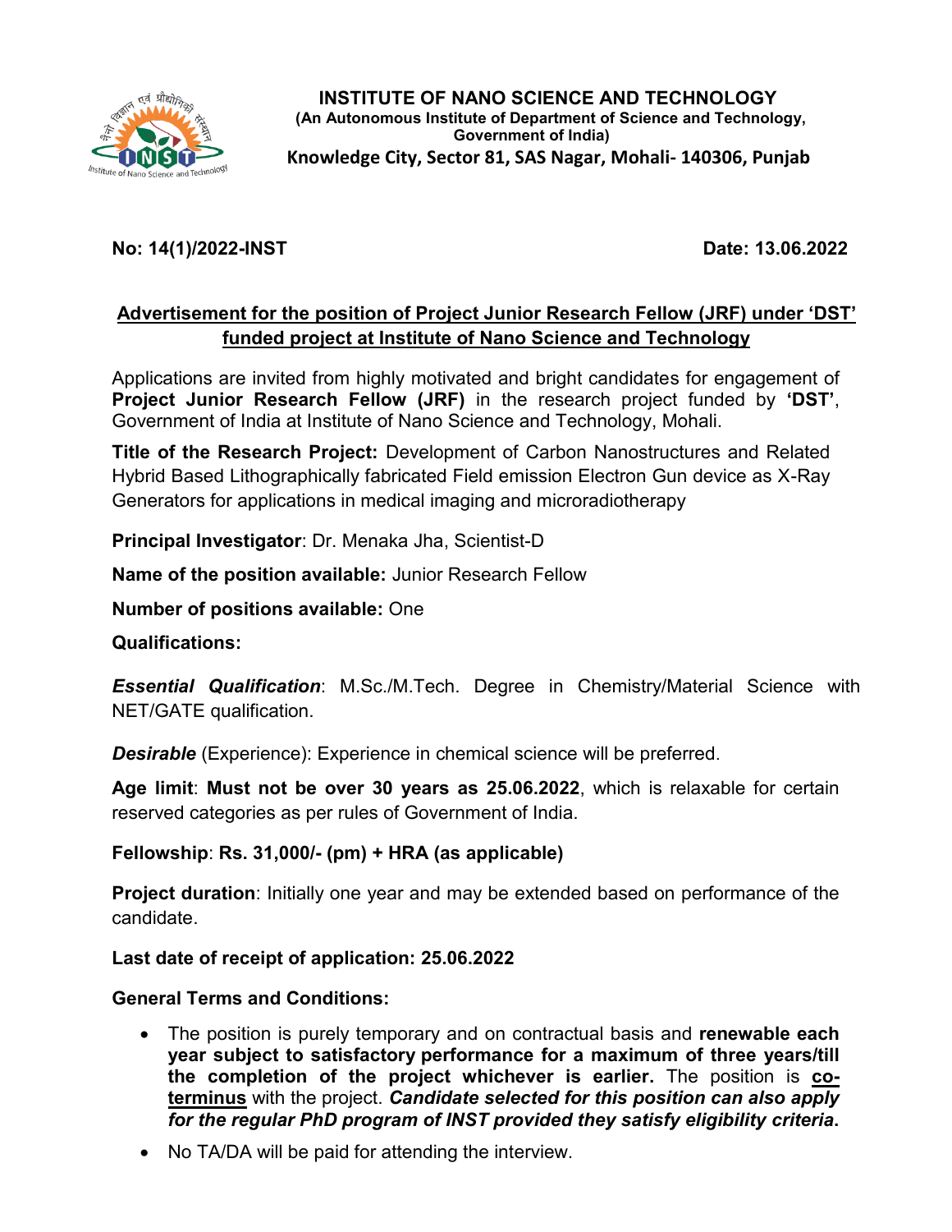**INSTITUTE OF NANO SCIENCE AND TECHNOLOGY**
**(An Autonomous Institute of Department of Science and Technology, Government of India)**
**Knowledge City, Sector 81, SAS Nagar, Mohali- 140306, Punjab**

**No: 14(1)/2022-INST** **Date: 13.06.2022**

## Advertisement for the position of Project Junior Research Fellow (JRF) under 'DST' funded project at Institute of Nano Science and Technology

Applications are invited from highly motivated and bright candidates for engagement of **Project Junior Research Fellow (JRF)** in the research project funded by **'DST'**, Government of India at Institute of Nano Science and Technology, Mohali.

**Title of the Research Project:** Development of Carbon Nanostructures and Related Hybrid Based Lithographically fabricated Field emission Electron Gun device as X-Ray Generators for applications in medical imaging and microradiotherapy

**Principal Investigator**: Dr. Menaka Jha, Scientist-D

**Name of the position available:** Junior Research Fellow

**Number of positions available:** One

**Qualifications:**

***Essential Qualification***: M.Sc./M.Tech. Degree in Chemistry/Material Science with NET/GATE qualification.

***Desirable*** (Experience): Experience in chemical science will be preferred.

**Age limit**: **Must not be over 30 years as 25.06.2022**, which is relaxable for certain reserved categories as per rules of Government of India.

**Fellowship**: **Rs. 31,000/- (pm) + HRA (as applicable)**

**Project duration**: Initially one year and may be extended based on performance of the candidate.

**Last date of receipt of application: 25.06.2022**

**General Terms and Conditions:**

- The position is purely temporary and on contractual basis and **renewable each year subject to satisfactory performance for a maximum of three years/till the completion of the project whichever is earlier.** The position is **co-terminus** with the project. ***Candidate selected for this position can also apply for the regular PhD program of INST provided they satisfy eligibility criteria.***
- No TA/DA will be paid for attending the interview.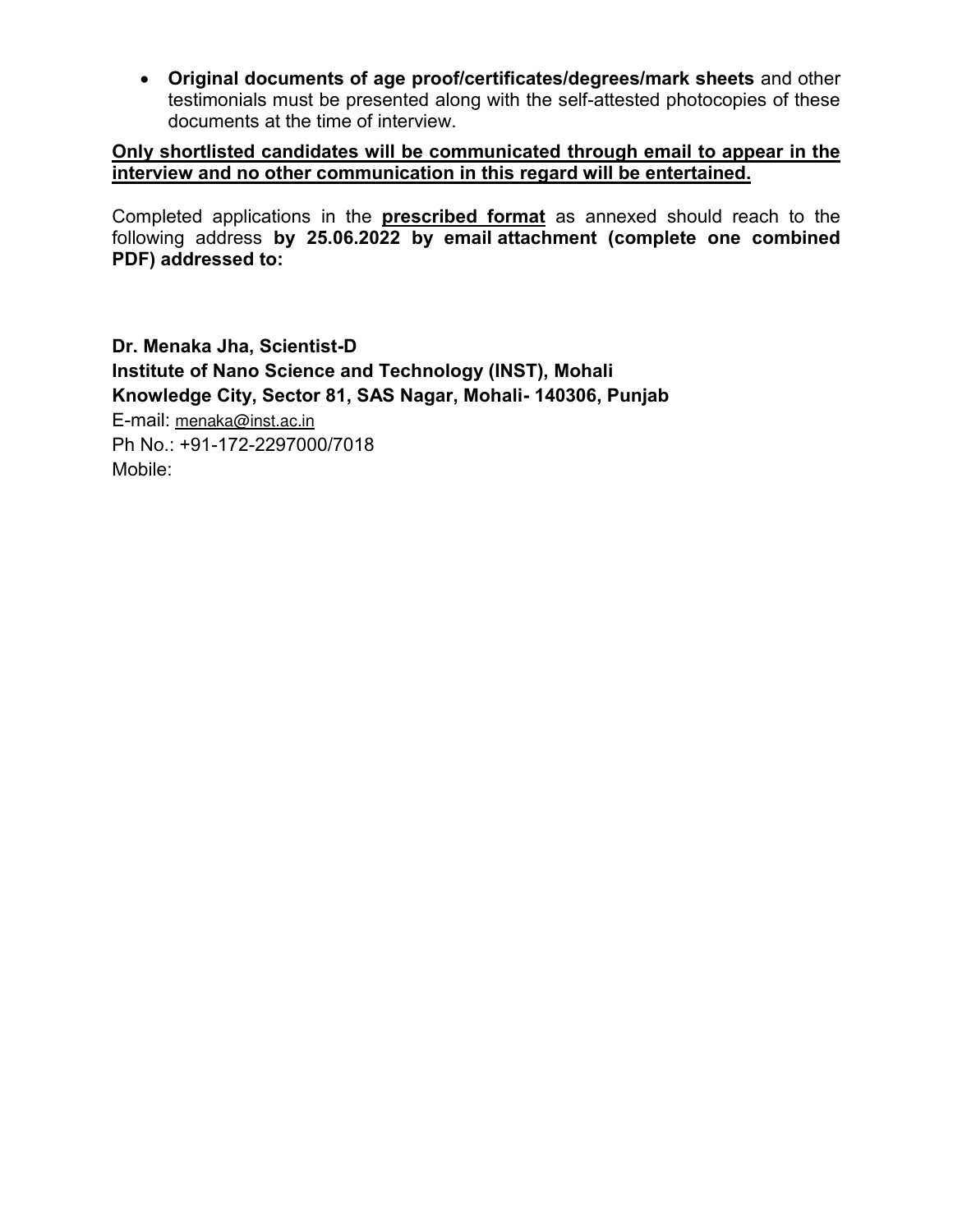- **Original documents of age proof/certificates/degrees/mark sheets** and other testimonials must be presented along with the self-attested photocopies of these documents at the time of interview.

**Only shortlisted candidates will be communicated through email to appear in the interview and no other communication in this regard will be entertained.**

Completed applications in the **prescribed format** as annexed should reach to the following address **by 25.06.2022 by email attachment (complete one combined PDF) addressed to:**

**Dr. Menaka Jha, Scientist-D**
**Institute of Nano Science and Technology (INST), Mohali**
**Knowledge City, Sector 81, SAS Nagar, Mohali- 140306, Punjab**
E-mail: menaka@inst.ac.in
Ph No.: +91-172-2297000/7018
Mobile: